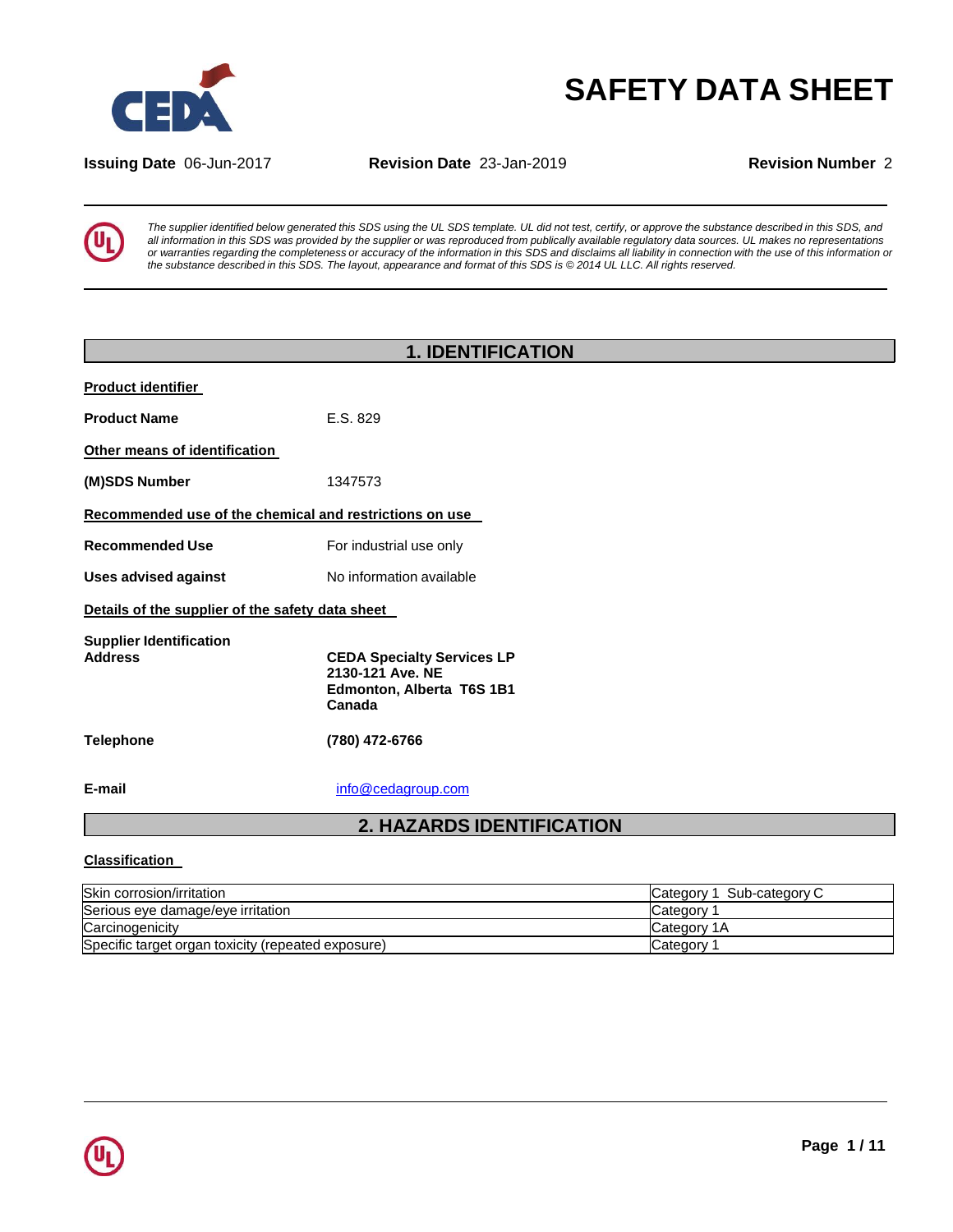# SAFETY DATA SHEET

**Issuing Date** 06-Jun-2017 **Revision Date** 23-Jan-2019 **Revision Number** 2

*The supplier identified below generated this SDS using the UL SDS template. UL did not test, certify, or approve the substance described in this SDS, and all information in this SDS was provided by the supplier or was reproduced from publically available regulatory data sources. UL makes no representations or warranties regarding the completeness or accuracy of the information in this SDS and disclaims all liability in connection with the use of this information or the substance described in this SDS. The layout, appearance and format of this SDS is © 2014 UL LLC. All rights reserved.*

## 1. IDENTIFICATION

**Product identifier**

**Product Name** E.S. 829

**Other means of identification**

**(M)SDS Number** 1347573

**Recommended use of the chemical and restrictions on use**

**Recommended Use** For industrial use only

**Uses advised against** No information available

**Details of the supplier of the safety data sheet**

**Supplier Identification Address**
**CEDA Specialty Services LP**
**2130-121 Ave. NE**
**Edmonton, Alberta T6S 1B1**
**Canada**

**Telephone** **(780) 472-6766**

**E-mail** info@cedagroup.com

## 2. HAZARDS IDENTIFICATION

**Classification**

| | |
|---|---|
| Skin corrosion/irritation | Category 1 Sub-category C |
| Serious eye damage/eye irritation | Category 1 |
| Carcinogenicity | Category 1A |
| Specific target organ toxicity (repeated exposure) | Category 1 |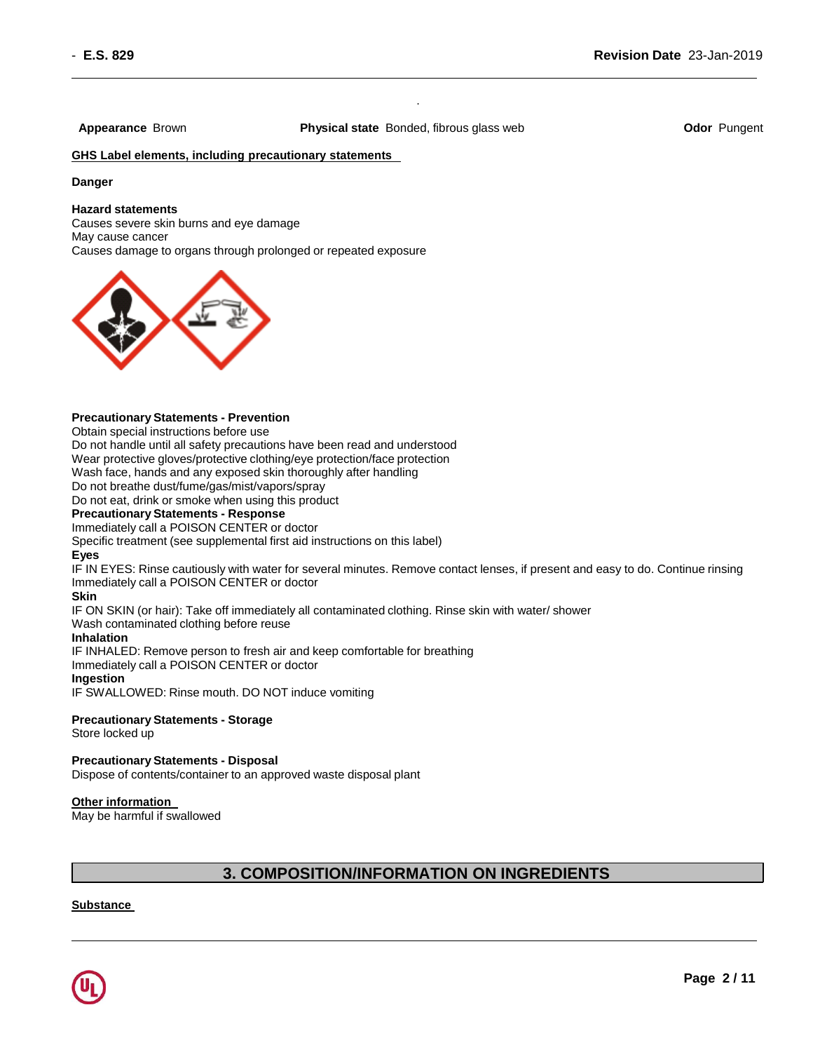**Appearance** Brown **Physical state** Bonded, fibrous glass web **Odor** Pungent

**GHS Label elements, including precautionary statements**

**Danger**

**Hazard statements**
Causes severe skin burns and eye damage
May cause cancer
Causes damage to organs through prolonged or repeated exposure

**Precautionary Statements - Prevention**
Obtain special instructions before use
Do not handle until all safety precautions have been read and understood
Wear protective gloves/protective clothing/eye protection/face protection
Wash face, hands and any exposed skin thoroughly after handling
Do not breathe dust/fume/gas/mist/vapors/spray
Do not eat, drink or smoke when using this product

**Precautionary Statements - Response**
Immediately call a POISON CENTER or doctor
Specific treatment (see supplemental first aid instructions on this label)

**Eyes**
IF IN EYES: Rinse cautiously with water for several minutes. Remove contact lenses, if present and easy to do. Continue rinsing
Immediately call a POISON CENTER or doctor

**Skin**
IF ON SKIN (or hair): Take off immediately all contaminated clothing. Rinse skin with water/ shower
Wash contaminated clothing before reuse

**Inhalation**
IF INHALED: Remove person to fresh air and keep comfortable for breathing
Immediately call a POISON CENTER or doctor

**Ingestion**
IF SWALLOWED: Rinse mouth. DO NOT induce vomiting

**Precautionary Statements - Storage**
Store locked up

**Precautionary Statements - Disposal**
Dispose of contents/container to an approved waste disposal plant

**Other information**
May be harmful if swallowed

## 3. COMPOSITION/INFORMATION ON INGREDIENTS

**Substance**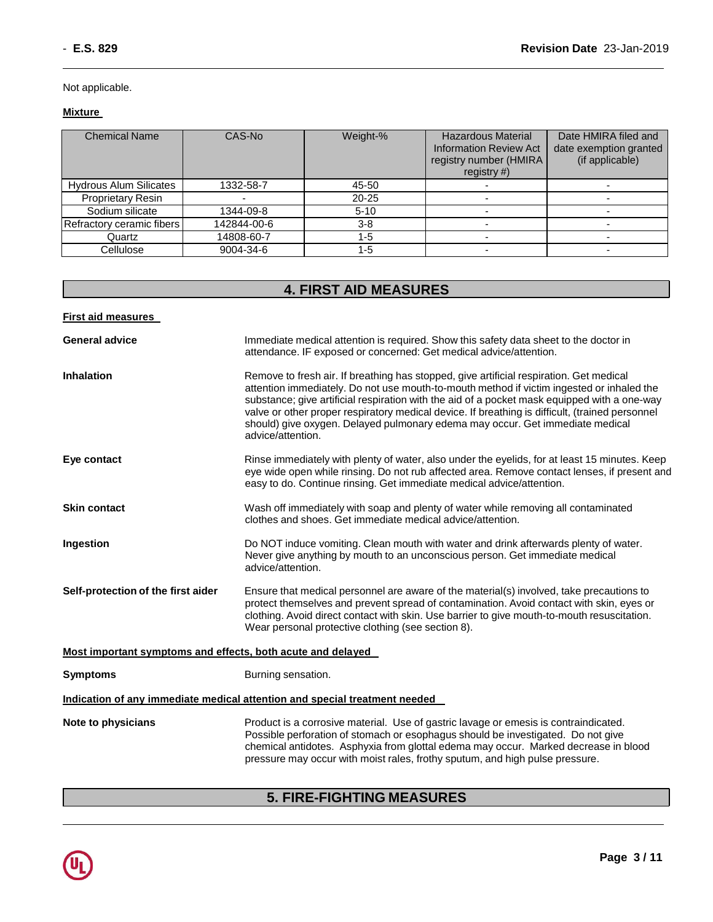Not applicable.

**Mixture**

| Chemical Name | CAS-No | Weight-% | Hazardous Material Information Review Act registry number (HMIRA registry #) | Date HMIRA filed and date exemption granted (if applicable) |
|---|---|---|---|---|
| Hydrous Alum Silicates | 1332-58-7 | 45-50 | - | - |
| Proprietary Resin | - | 20-25 | - | - |
| Sodium silicate | 1344-09-8 | 5-10 | - | - |
| Refractory ceramic fibers | 142844-00-6 | 3-8 | - | - |
| Quartz | 14808-60-7 | 1-5 | - | - |
| Cellulose | 9004-34-6 | 1-5 | - | - |

## 4. FIRST AID MEASURES

**First aid measures**

**General advice** Immediate medical attention is required. Show this safety data sheet to the doctor in attendance. IF exposed or concerned: Get medical advice/attention.

**Inhalation** Remove to fresh air. If breathing has stopped, give artificial respiration. Get medical attention immediately. Do not use mouth-to-mouth method if victim ingested or inhaled the substance; give artificial respiration with the aid of a pocket mask equipped with a one-way valve or other proper respiratory medical device. If breathing is difficult, (trained personnel should) give oxygen. Delayed pulmonary edema may occur. Get immediate medical advice/attention.

**Eye contact** Rinse immediately with plenty of water, also under the eyelids, for at least 15 minutes. Keep eye wide open while rinsing. Do not rub affected area. Remove contact lenses, if present and easy to do. Continue rinsing. Get immediate medical advice/attention.

**Skin contact** Wash off immediately with soap and plenty of water while removing all contaminated clothes and shoes. Get immediate medical advice/attention.

**Ingestion** Do NOT induce vomiting. Clean mouth with water and drink afterwards plenty of water. Never give anything by mouth to an unconscious person. Get immediate medical advice/attention.

**Self-protection of the first aider** Ensure that medical personnel are aware of the material(s) involved, take precautions to protect themselves and prevent spread of contamination. Avoid contact with skin, eyes or clothing. Avoid direct contact with skin. Use barrier to give mouth-to-mouth resuscitation. Wear personal protective clothing (see section 8).

**Most important symptoms and effects, both acute and delayed**

**Symptoms** Burning sensation.

**Indication of any immediate medical attention and special treatment needed**

**Note to physicians** Product is a corrosive material. Use of gastric lavage or emesis is contraindicated. Possible perforation of stomach or esophagus should be investigated. Do not give chemical antidotes. Asphyxia from glottal edema may occur. Marked decrease in blood pressure may occur with moist rales, frothy sputum, and high pulse pressure.

## 5. FIRE-FIGHTING MEASURES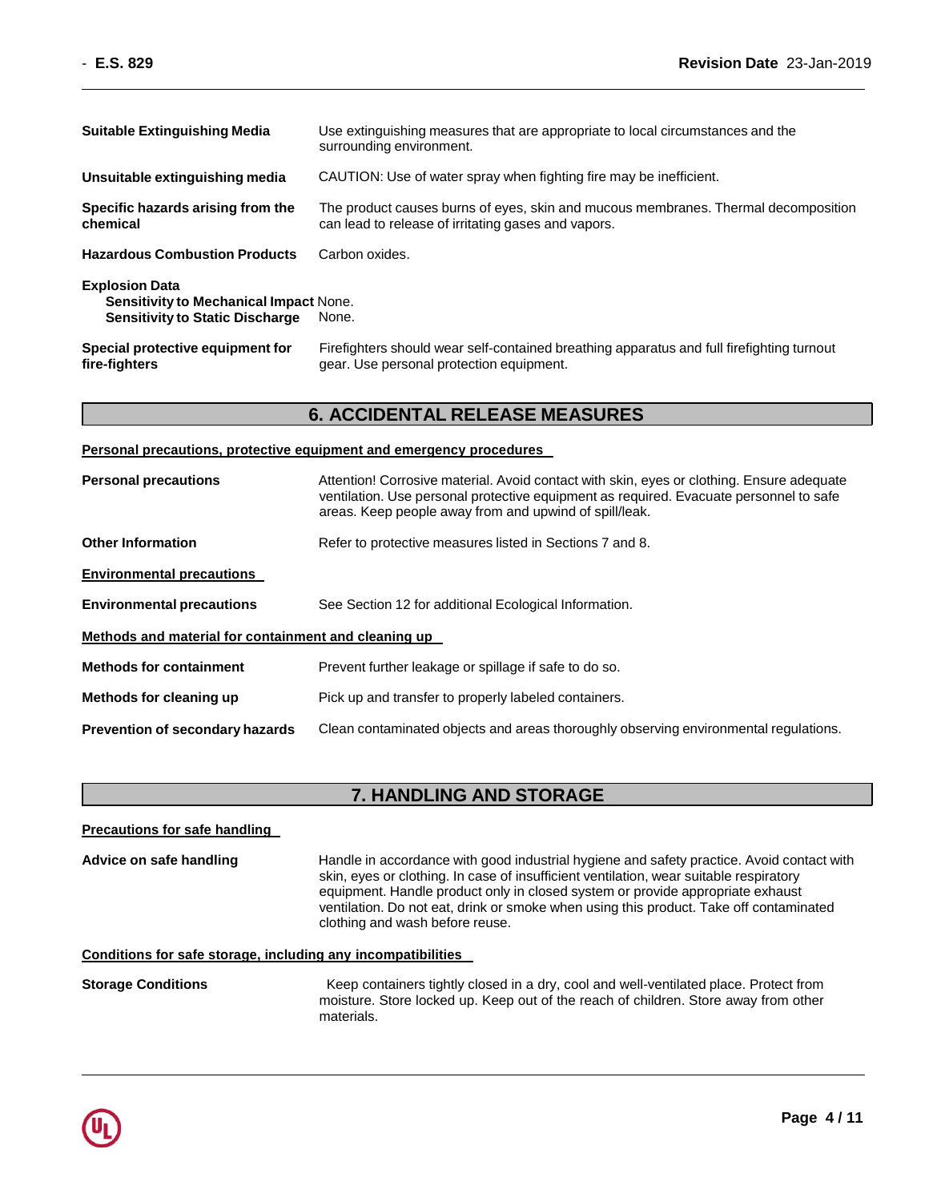| | |
|---|---|
| **Suitable Extinguishing Media** | Use extinguishing measures that are appropriate to local circumstances and the surrounding environment. |
| **Unsuitable extinguishing media** | CAUTION: Use of water spray when fighting fire may be inefficient. |
| **Specific hazards arising from the chemical** | The product causes burns of eyes, skin and mucous membranes. Thermal decomposition can lead to release of irritating gases and vapors. |
| **Hazardous Combustion Products** | Carbon oxides. |

**Explosion Data**

| | |
|---|---|
| **Sensitivity to Mechanical Impact** | None. |
| **Sensitivity to Static Discharge** | None. |

| | |
|---|---|
| **Special protective equipment for fire-fighters** | Firefighters should wear self-contained breathing apparatus and full firefighting turnout gear. Use personal protection equipment. |

## 6. ACCIDENTAL RELEASE MEASURES

**Personal precautions, protective equipment and emergency procedures**

| | |
|---|---|
| **Personal precautions** | Attention! Corrosive material. Avoid contact with skin, eyes or clothing. Ensure adequate ventilation. Use personal protective equipment as required. Evacuate personnel to safe areas. Keep people away from and upwind of spill/leak. |
| **Other Information** | Refer to protective measures listed in Sections 7 and 8. |

**Environmental precautions**

| | |
|---|---|
| **Environmental precautions** | See Section 12 for additional Ecological Information. |

**Methods and material for containment and cleaning up**

| | |
|---|---|
| **Methods for containment** | Prevent further leakage or spillage if safe to do so. |
| **Methods for cleaning up** | Pick up and transfer to properly labeled containers. |
| **Prevention of secondary hazards** | Clean contaminated objects and areas thoroughly observing environmental regulations. |

## 7. HANDLING AND STORAGE

**Precautions for safe handling**

| | |
|---|---|
| **Advice on safe handling** | Handle in accordance with good industrial hygiene and safety practice. Avoid contact with skin, eyes or clothing. In case of insufficient ventilation, wear suitable respiratory equipment. Handle product only in closed system or provide appropriate exhaust ventilation. Do not eat, drink or smoke when using this product. Take off contaminated clothing and wash before reuse. |

**Conditions for safe storage, including any incompatibilities**

| | |
|---|---|
| **Storage Conditions** | Keep containers tightly closed in a dry, cool and well-ventilated place. Protect from moisture. Store locked up. Keep out of the reach of children. Store away from other materials. |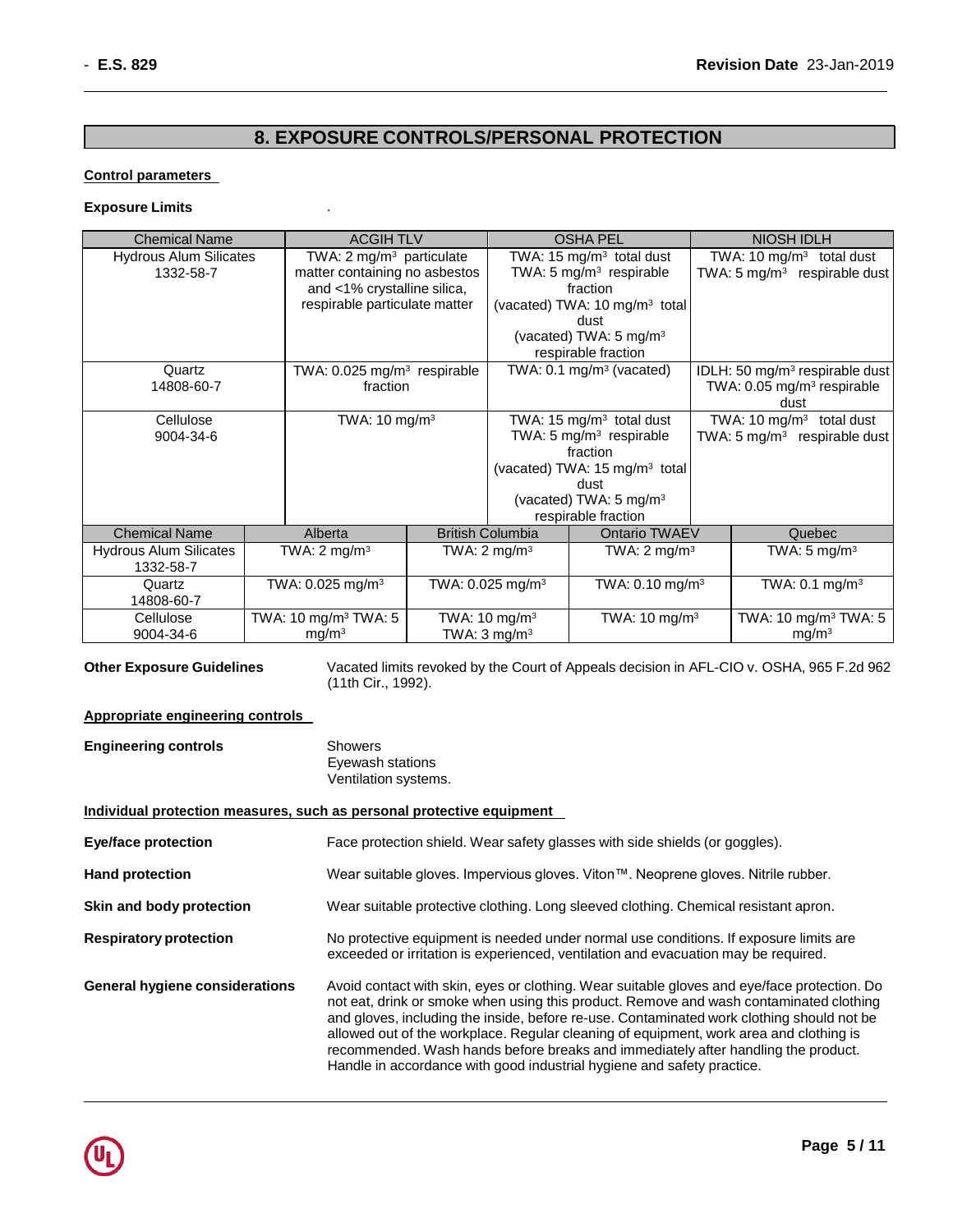## 8. EXPOSURE CONTROLS/PERSONAL PROTECTION

**Control parameters**

**Exposure Limits** .

| Chemical Name | ACGIH TLV | OSHA PEL | NIOSH IDLH |
|---|---|---|---|
| Hydrous Alum Silicates 1332-58-7 | TWA: 2 mg/m³ particulate matter containing no asbestos and <1% crystalline silica, respirable particulate matter | TWA: 15 mg/m³ total dust TWA: 5 mg/m³ respirable fraction (vacated) TWA: 10 mg/m³ total dust (vacated) TWA: 5 mg/m³ respirable fraction | TWA: 10 mg/m³ total dust TWA: 5 mg/m³ respirable dust |
| Quartz 14808-60-7 | TWA: 0.025 mg/m³ respirable fraction | TWA: 0.1 mg/m³ (vacated) | IDLH: 50 mg/m³ respirable dust TWA: 0.05 mg/m³ respirable dust |
| Cellulose 9004-34-6 | TWA: 10 mg/m³ | TWA: 15 mg/m³ total dust TWA: 5 mg/m³ respirable fraction (vacated) TWA: 15 mg/m³ total dust (vacated) TWA: 5 mg/m³ respirable fraction | TWA: 10 mg/m³ total dust TWA: 5 mg/m³ respirable dust |

| Chemical Name | Alberta | British Columbia | Ontario TWAEV | Quebec |
|---|---|---|---|---|
| Hydrous Alum Silicates 1332-58-7 | TWA: 2 mg/m³ | TWA: 2 mg/m³ | TWA: 2 mg/m³ | TWA: 5 mg/m³ |
| Quartz 14808-60-7 | TWA: 0.025 mg/m³ | TWA: 0.025 mg/m³ | TWA: 0.10 mg/m³ | TWA: 0.1 mg/m³ |
| Cellulose 9004-34-6 | TWA: 10 mg/m³ TWA: 5 mg/m³ | TWA: 10 mg/m³ TWA: 3 mg/m³ | TWA: 10 mg/m³ | TWA: 10 mg/m³ TWA: 5 mg/m³ |

**Other Exposure Guidelines** Vacated limits revoked by the Court of Appeals decision in AFL-CIO v. OSHA, 965 F.2d 962 (11th Cir., 1992).

**Appropriate engineering controls**

**Engineering controls**
Showers
Eyewash stations
Ventilation systems.

**Individual protection measures, such as personal protective equipment**

**Eye/face protection** Face protection shield. Wear safety glasses with side shields (or goggles).

**Hand protection** Wear suitable gloves. Impervious gloves. Viton™. Neoprene gloves. Nitrile rubber.

**Skin and body protection** Wear suitable protective clothing. Long sleeved clothing. Chemical resistant apron.

**Respiratory protection** No protective equipment is needed under normal use conditions. If exposure limits are exceeded or irritation is experienced, ventilation and evacuation may be required.

**General hygiene considerations** Avoid contact with skin, eyes or clothing. Wear suitable gloves and eye/face protection. Do not eat, drink or smoke when using this product. Remove and wash contaminated clothing and gloves, including the inside, before re-use. Contaminated work clothing should not be allowed out of the workplace. Regular cleaning of equipment, work area and clothing is recommended. Wash hands before breaks and immediately after handling the product. Handle in accordance with good industrial hygiene and safety practice.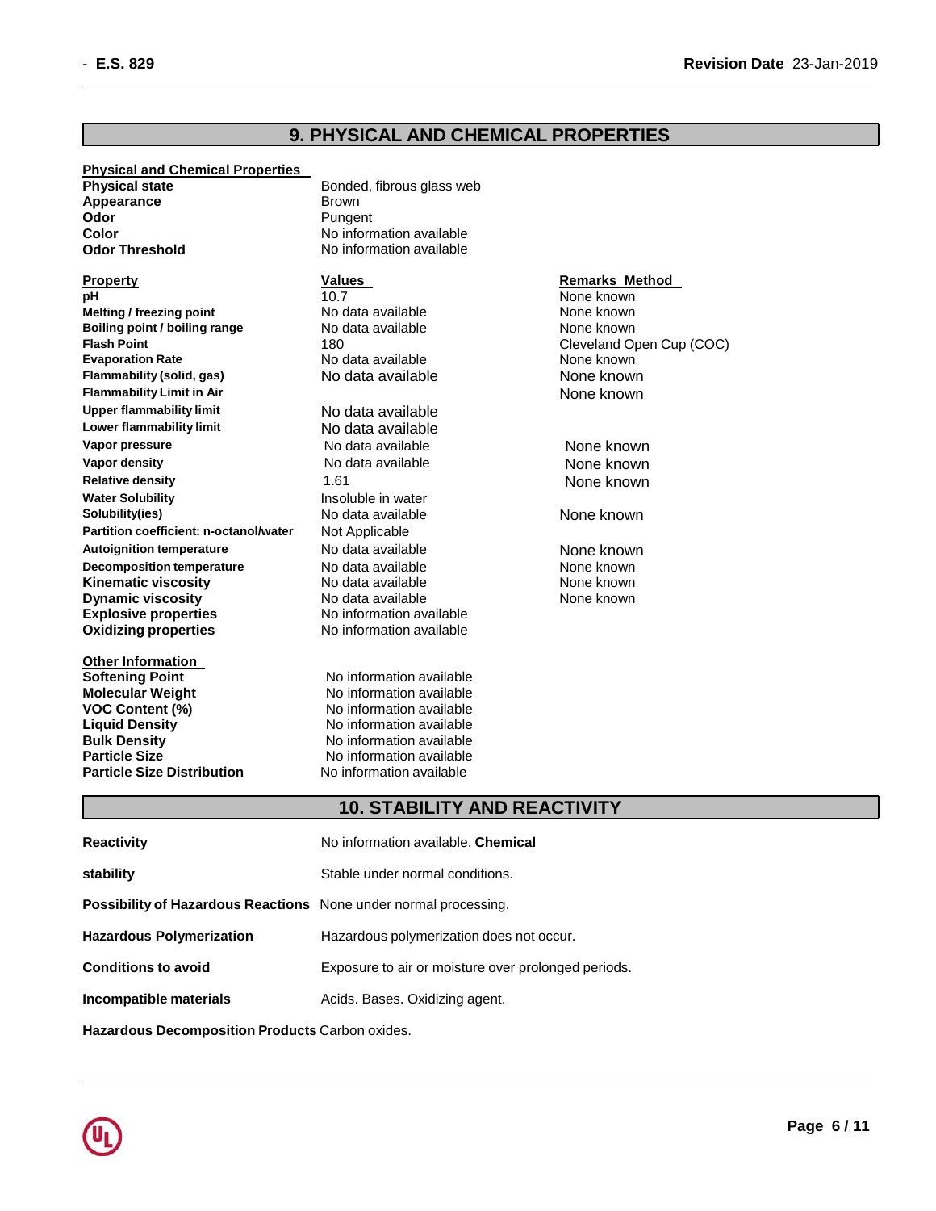## 9. PHYSICAL AND CHEMICAL PROPERTIES

**Physical and Chemical Properties**

| | |
|---|---|
| **Physical state** | Bonded, fibrous glass web |
| **Appearance** | Brown |
| **Odor** | Pungent |
| **Color** | No information available |
| **Odor Threshold** | No information available |

| Property | Values | Remarks Method |
|---|---|---|
| **pH** | 10.7 | None known |
| **Melting / freezing point** | No data available | None known |
| **Boiling point / boiling range** | No data available | None known |
| **Flash Point** | 180 | Cleveland Open Cup (COC) |
| **Evaporation Rate** | No data available | None known |
| **Flammability (solid, gas)** | No data available | None known |
| **Flammability Limit in Air** | | None known |
| **Upper flammability limit** | No data available | |
| **Lower flammability limit** | No data available | |
| **Vapor pressure** | No data available | None known |
| **Vapor density** | No data available | None known |
| **Relative density** | 1.61 | None known |
| **Water Solubility** | Insoluble in water | |
| **Solubility(ies)** | No data available | None known |
| **Partition coefficient: n-octanol/water** | Not Applicable | |
| **Autoignition temperature** | No data available | None known |
| **Decomposition temperature** | No data available | None known |
| **Kinematic viscosity** | No data available | None known |
| **Dynamic viscosity** | No data available | None known |
| **Explosive properties** | No information available | |
| **Oxidizing properties** | No information available | |

**Other Information**

| | |
|---|---|
| **Softening Point** | No information available |
| **Molecular Weight** | No information available |
| **VOC Content (%)** | No information available |
| **Liquid Density** | No information available |
| **Bulk Density** | No information available |
| **Particle Size** | No information available |
| **Particle Size Distribution** | No information available |

## 10. STABILITY AND REACTIVITY

**Reactivity** No information available. **Chemical**

**stability** Stable under normal conditions.

**Possibility of Hazardous Reactions** None under normal processing.

**Hazardous Polymerization** Hazardous polymerization does not occur.

**Conditions to avoid** Exposure to air or moisture over prolonged periods.

**Incompatible materials** Acids. Bases. Oxidizing agent.

**Hazardous Decomposition Products** Carbon oxides.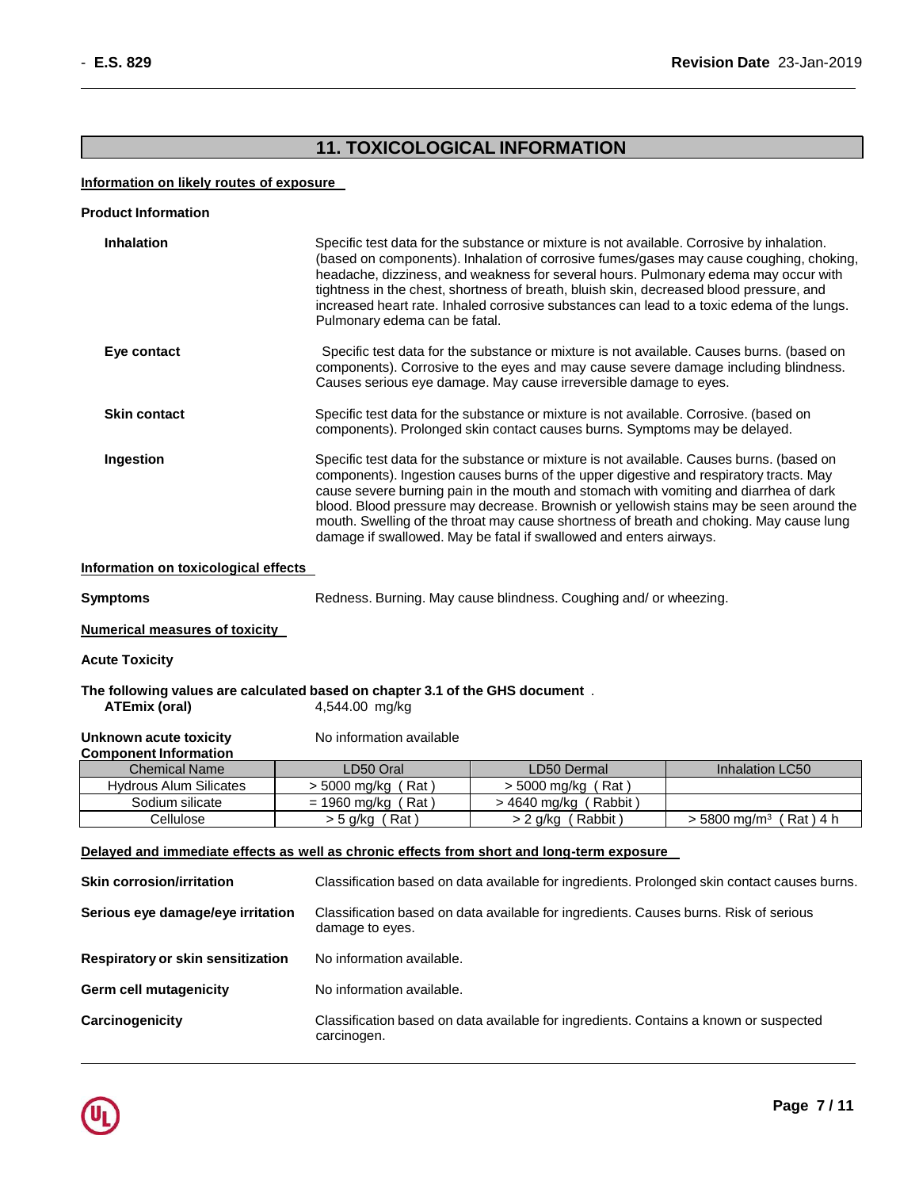## 11. TOXICOLOGICAL INFORMATION

**Information on likely routes of exposure**

**Product Information**

**Inhalation** Specific test data for the substance or mixture is not available. Corrosive by inhalation. (based on components). Inhalation of corrosive fumes/gases may cause coughing, choking, headache, dizziness, and weakness for several hours. Pulmonary edema may occur with tightness in the chest, shortness of breath, bluish skin, decreased blood pressure, and increased heart rate. Inhaled corrosive substances can lead to a toxic edema of the lungs. Pulmonary edema can be fatal.

**Eye contact** Specific test data for the substance or mixture is not available. Causes burns. (based on components). Corrosive to the eyes and may cause severe damage including blindness. Causes serious eye damage. May cause irreversible damage to eyes.

**Skin contact** Specific test data for the substance or mixture is not available. Corrosive. (based on components). Prolonged skin contact causes burns. Symptoms may be delayed.

**Ingestion** Specific test data for the substance or mixture is not available. Causes burns. (based on components). Ingestion causes burns of the upper digestive and respiratory tracts. May cause severe burning pain in the mouth and stomach with vomiting and diarrhea of dark blood. Blood pressure may decrease. Brownish or yellowish stains may be seen around the mouth. Swelling of the throat may cause shortness of breath and choking. May cause lung damage if swallowed. May be fatal if swallowed and enters airways.

**Information on toxicological effects**

**Symptoms** Redness. Burning. May cause blindness. Coughing and/ or wheezing.

**Numerical measures of toxicity**

**Acute Toxicity**

**The following values are calculated based on chapter 3.1 of the GHS document** .

**ATEmix (oral)** 4,544.00 mg/kg

**Unknown acute toxicity** No information available

**Component Information**

| Chemical Name | LD50 Oral | LD50 Dermal | Inhalation LC50 |
|---|---|---|---|
| Hydrous Alum Silicates | > 5000 mg/kg ( Rat ) | > 5000 mg/kg ( Rat ) | |
| Sodium silicate | = 1960 mg/kg ( Rat ) | > 4640 mg/kg ( Rabbit ) | |
| Cellulose | > 5 g/kg ( Rat ) | > 2 g/kg ( Rabbit ) | > 5800 mg/m$^3$ ( Rat ) 4 h |

**Delayed and immediate effects as well as chronic effects from short and long-term exposure**

**Skin corrosion/irritation** Classification based on data available for ingredients. Prolonged skin contact causes burns.

**Serious eye damage/eye irritation** Classification based on data available for ingredients. Causes burns. Risk of serious damage to eyes.

**Respiratory or skin sensitization** No information available.

**Germ cell mutagenicity** No information available.

**Carcinogenicity** Classification based on data available for ingredients. Contains a known or suspected carcinogen.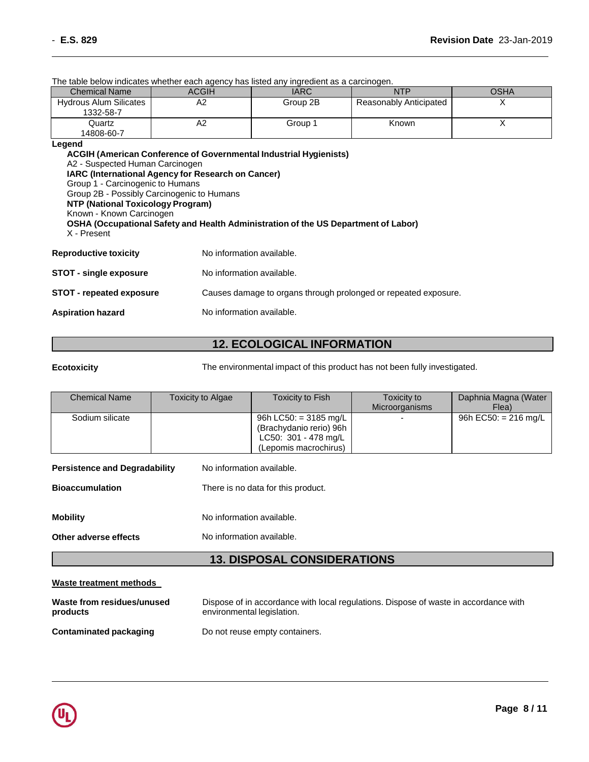The table below indicates whether each agency has listed any ingredient as a carcinogen.

| Chemical Name | ACGIH | IARC | NTP | OSHA |
|---|---|---|---|---|
| Hydrous Alum Silicates 1332-58-7 | A2 | Group 2B | Reasonably Anticipated | X |
| Quartz 14808-60-7 | A2 | Group 1 | Known | X |

**Legend**

**ACGIH (American Conference of Governmental Industrial Hygienists)**
A2 - Suspected Human Carcinogen
**IARC (International Agency for Research on Cancer)**
Group 1 - Carcinogenic to Humans
Group 2B - Possibly Carcinogenic to Humans
**NTP (National Toxicology Program)**
Known - Known Carcinogen
**OSHA (Occupational Safety and Health Administration of the US Department of Labor)**
X - Present

**Reproductive toxicity** No information available.

**STOT - single exposure** No information available.

**STOT - repeated exposure** Causes damage to organs through prolonged or repeated exposure.

**Aspiration hazard** No information available.

## 12. ECOLOGICAL INFORMATION

**Ecotoxicity** The environmental impact of this product has not been fully investigated.

| Chemical Name | Toxicity to Algae | Toxicity to Fish | Toxicity to Microorganisms | Daphnia Magna (Water Flea) |
|---|---|---|---|---|
| Sodium silicate | | 96h LC50: = 3185 mg/L (Brachydanio rerio) 96h LC50: 301 - 478 mg/L (Lepomis macrochirus) | - | 96h EC50: = 216 mg/L |

**Persistence and Degradability** No information available.

**Bioaccumulation** There is no data for this product.

**Mobility** No information available.

**Other adverse effects** No information available.

## 13. DISPOSAL CONSIDERATIONS

**Waste treatment methods**

**Waste from residues/unused products** Dispose of in accordance with local regulations. Dispose of waste in accordance with environmental legislation.

**Contaminated packaging** Do not reuse empty containers.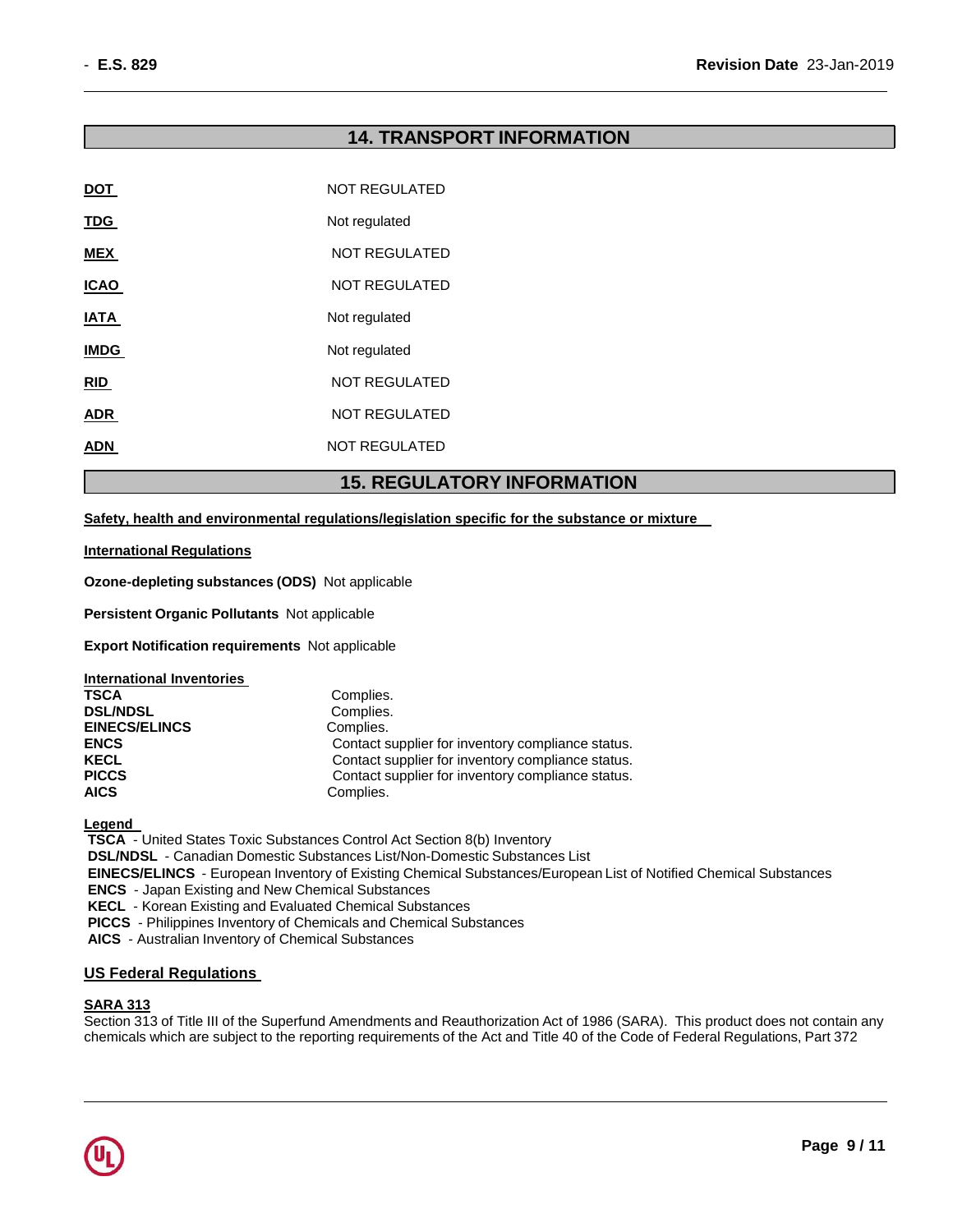## 14. TRANSPORT INFORMATION

| | |
|---|---|
| **DOT** | NOT REGULATED |
| **TDG** | Not regulated |
| **MEX** | NOT REGULATED |
| **ICAO** | NOT REGULATED |
| **IATA** | Not regulated |
| **IMDG** | Not regulated |
| **RID** | NOT REGULATED |
| **ADR** | NOT REGULATED |
| **ADN** | NOT REGULATED |

## 15. REGULATORY INFORMATION

**Safety, health and environmental regulations/legislation specific for the substance or mixture**

**International Regulations**

**Ozone-depleting substances (ODS)** Not applicable

**Persistent Organic Pollutants** Not applicable

**Export Notification requirements** Not applicable

**International Inventories**

| | |
|---|---|
| **TSCA** | Complies. |
| **DSL/NDSL** | Complies. |
| **EINECS/ELINCS** | Complies. |
| **ENCS** | Contact supplier for inventory compliance status. |
| **KECL** | Contact supplier for inventory compliance status. |
| **PICCS** | Contact supplier for inventory compliance status. |
| **AICS** | Complies. |

**Legend**

**TSCA** - United States Toxic Substances Control Act Section 8(b) Inventory
**DSL/NDSL** - Canadian Domestic Substances List/Non-Domestic Substances List
**EINECS/ELINCS** - European Inventory of Existing Chemical Substances/European List of Notified Chemical Substances
**ENCS** - Japan Existing and New Chemical Substances
**KECL** - Korean Existing and Evaluated Chemical Substances
**PICCS** - Philippines Inventory of Chemicals and Chemical Substances
**AICS** - Australian Inventory of Chemical Substances

### US Federal Regulations

**SARA 313**

Section 313 of Title III of the Superfund Amendments and Reauthorization Act of 1986 (SARA). This product does not contain any chemicals which are subject to the reporting requirements of the Act and Title 40 of the Code of Federal Regulations, Part 372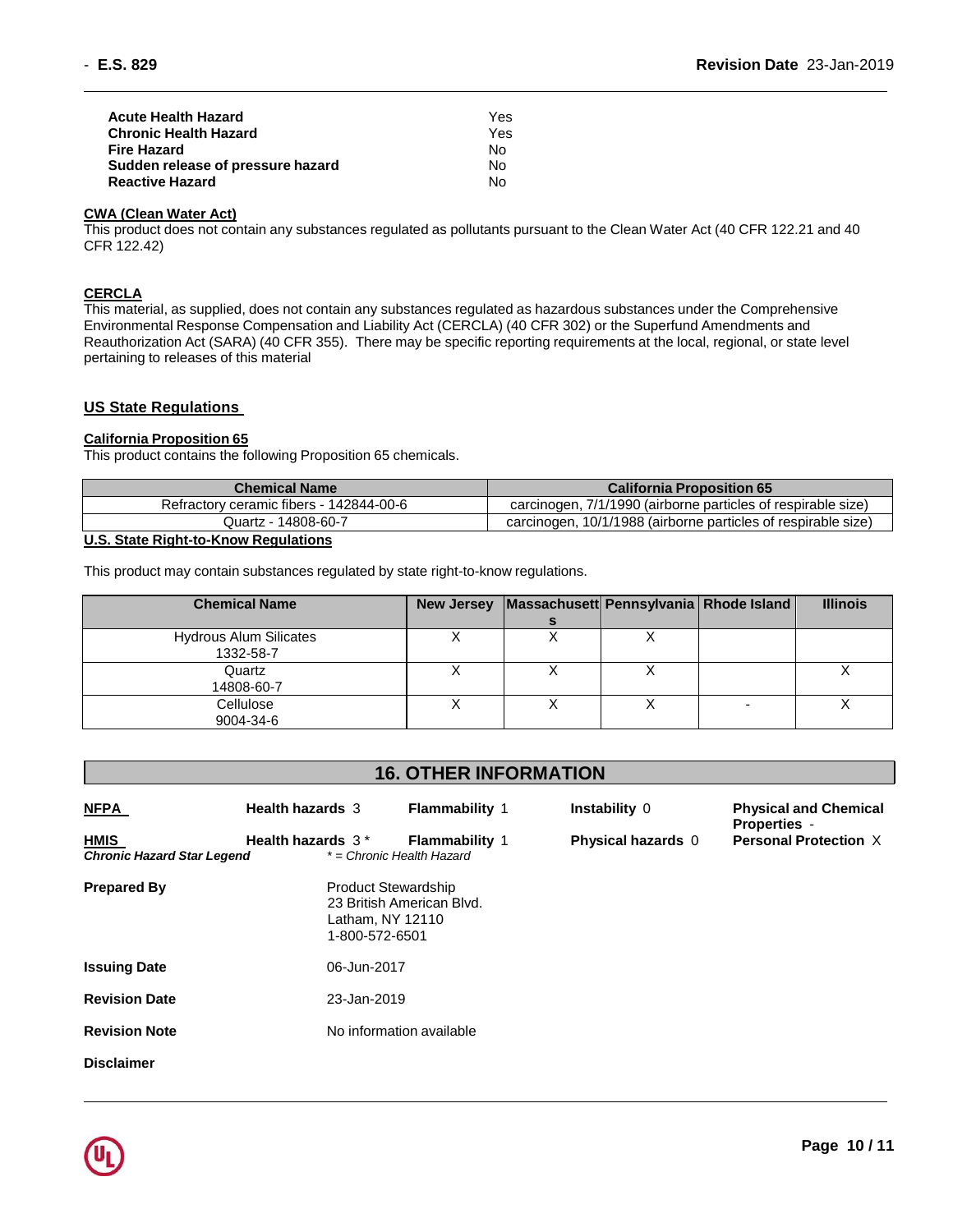| | |
|---|---|
| **Acute Health Hazard** | Yes |
| **Chronic Health Hazard** | Yes |
| **Fire Hazard** | No |
| **Sudden release of pressure hazard** | No |
| **Reactive Hazard** | No |

### CWA (Clean Water Act)

This product does not contain any substances regulated as pollutants pursuant to the Clean Water Act (40 CFR 122.21 and 40 CFR 122.42)

### CERCLA

This material, as supplied, does not contain any substances regulated as hazardous substances under the Comprehensive Environmental Response Compensation and Liability Act (CERCLA) (40 CFR 302) or the Superfund Amendments and Reauthorization Act (SARA) (40 CFR 355). There may be specific reporting requirements at the local, regional, or state level pertaining to releases of this material

## US State Regulations

### California Proposition 65

This product contains the following Proposition 65 chemicals.

| Chemical Name | California Proposition 65 |
|---|---|
| Refractory ceramic fibers - 142844-00-6 | carcinogen, 7/1/1990 (airborne particles of respirable size) |
| Quartz - 14808-60-7 | carcinogen, 10/1/1988 (airborne particles of respirable size) |

### U.S. State Right-to-Know Regulations

This product may contain substances regulated by state right-to-know regulations.

| Chemical Name | New Jersey | Massachusetts | Pennsylvania | Rhode Island | Illinois |
|---|---|---|---|---|---|
| Hydrous Alum Silicates 1332-58-7 | X | X | X | | |
| Quartz 14808-60-7 | X | X | X | | X |
| Cellulose 9004-34-6 | X | X | X | - | X |

# 16. OTHER INFORMATION

| | | | | |
|---|---|---|---|---|
| **NFPA** | **Health hazards** 3 | **Flammability** 1 | **Instability** 0 | **Physical and Chemical Properties** - |
| **HMIS** | **Health hazards** 3 * | **Flammability** 1 | **Physical hazards** 0 | **Personal Protection** X |
| ***Chronic Hazard Star Legend*** | *\* = Chronic Health Hazard* | | | |

**Prepared By**
Product Stewardship
23 British American Blvd.
Latham, NY 12110
1-800-572-6501

**Issuing Date** 06-Jun-2017

**Revision Date** 23-Jan-2019

**Revision Note** No information available

**Disclaimer**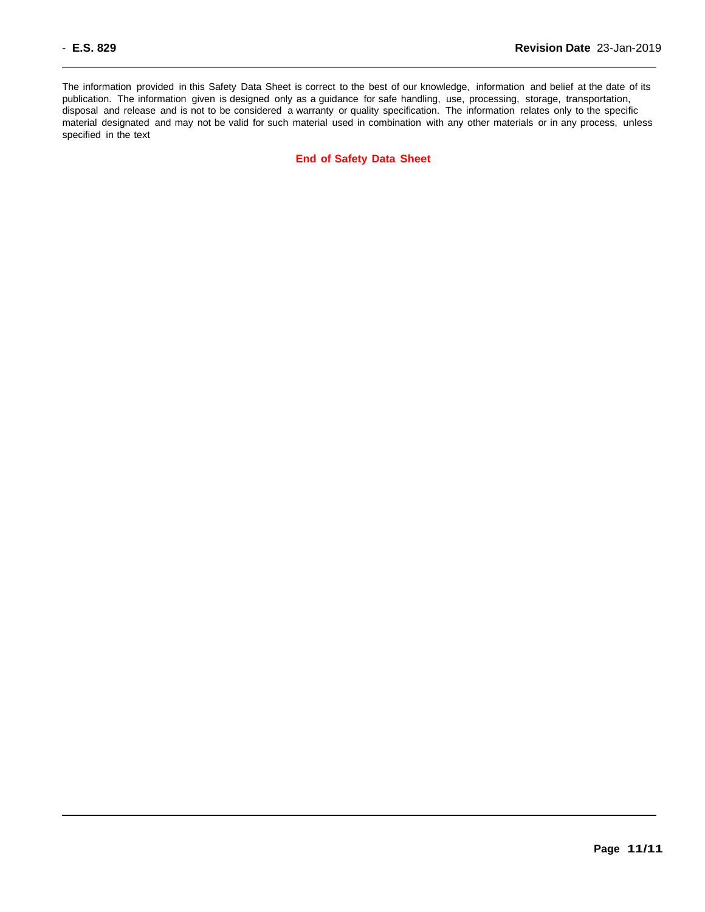The information provided in this Safety Data Sheet is correct to the best of our knowledge, information and belief at the date of its publication. The information given is designed only as a guidance for safe handling, use, processing, storage, transportation, disposal and release and is not to be considered a warranty or quality specification. The information relates only to the specific material designated and may not be valid for such material used in combination with any other materials or in any process, unless specified in the text

**End of Safety Data Sheet**